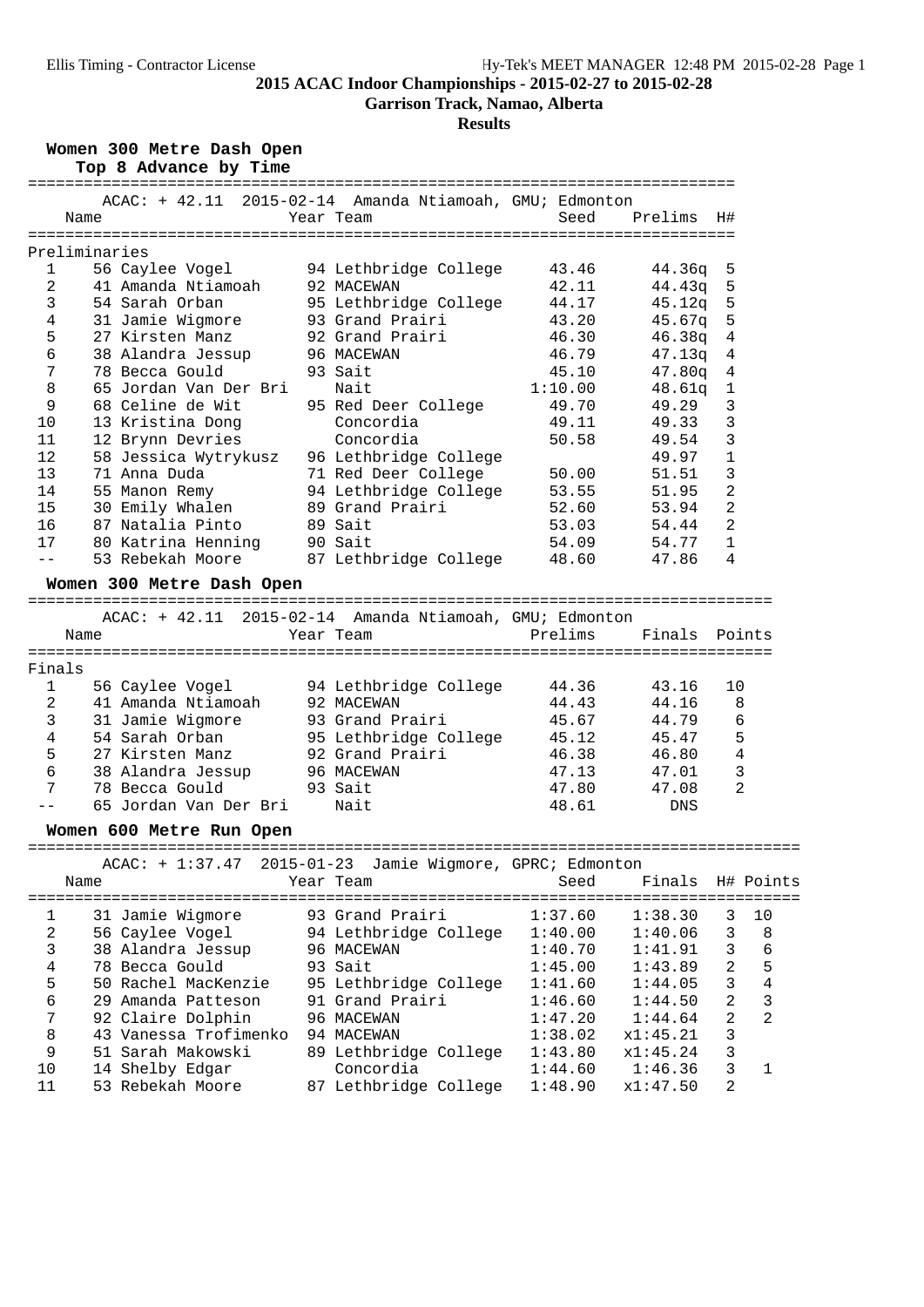# 2015 ACAC Indoor Championships - 2015-02-27 to 2015-02-28

## Garrison Track, Namao, Alberta

## Results

### Women 300 Metre Dash Open

**Top 8 Advance by Time**

ACAC: + 42.11 2015-02-14 Amanda Ntiamoah, GMU; Edmonton

**Preliminaries**

| | Name | Year | Team | Seed | Prelims | H# |
|---|---|---|---|---|---|---|
| 1 | 56 Caylee Vogel | 94 | Lethbridge College | 43.46 | 44.36q | 5 |
| 2 | 41 Amanda Ntiamoah | 92 | MACEWAN | 42.11 | 44.43q | 5 |
| 3 | 54 Sarah Orban | 95 | Lethbridge College | 44.17 | 45.12q | 5 |
| 4 | 31 Jamie Wigmore | 93 | Grand Prairi | 43.20 | 45.67q | 5 |
| 5 | 27 Kirsten Manz | 92 | Grand Prairi | 46.30 | 46.38q | 4 |
| 6 | 38 Alandra Jessup | 96 | MACEWAN | 46.79 | 47.13q | 4 |
| 7 | 78 Becca Gould | 93 | Sait | 45.10 | 47.80q | 4 |
| 8 | 65 Jordan Van Der Bri | | Nait | 1:10.00 | 48.61q | 1 |
| 9 | 68 Celine de Wit | 95 | Red Deer College | 49.70 | 49.29 | 3 |
| 10 | 13 Kristina Dong | | Concordia | 49.11 | 49.33 | 3 |
| 11 | 12 Brynn Devries | | Concordia | 50.58 | 49.54 | 3 |
| 12 | 58 Jessica Wytrykusz | 96 | Lethbridge College | | 49.97 | 1 |
| 13 | 71 Anna Duda | 71 | Red Deer College | 50.00 | 51.51 | 3 |
| 14 | 55 Manon Remy | 94 | Lethbridge College | 53.55 | 51.95 | 2 |
| 15 | 30 Emily Whalen | 89 | Grand Prairi | 52.60 | 53.94 | 2 |
| 16 | 87 Natalia Pinto | 89 | Sait | 53.03 | 54.44 | 2 |
| 17 | 80 Katrina Henning | 90 | Sait | 54.09 | 54.77 | 1 |
| -- | 53 Rebekah Moore | 87 | Lethbridge College | 48.60 | 47.86 | 4 |

### Women 300 Metre Dash Open

ACAC: + 42.11 2015-02-14 Amanda Ntiamoah, GMU; Edmonton

**Finals**

| | Name | Year | Team | Prelims | Finals | Points |
|---|---|---|---|---|---|---|
| 1 | 56 Caylee Vogel | 94 | Lethbridge College | 44.36 | 43.16 | 10 |
| 2 | 41 Amanda Ntiamoah | 92 | MACEWAN | 44.43 | 44.16 | 8 |
| 3 | 31 Jamie Wigmore | 93 | Grand Prairi | 45.67 | 44.79 | 6 |
| 4 | 54 Sarah Orban | 95 | Lethbridge College | 45.12 | 45.47 | 5 |
| 5 | 27 Kirsten Manz | 92 | Grand Prairi | 46.38 | 46.80 | 4 |
| 6 | 38 Alandra Jessup | 96 | MACEWAN | 47.13 | 47.01 | 3 |
| 7 | 78 Becca Gould | 93 | Sait | 47.80 | 47.08 | 2 |
| -- | 65 Jordan Van Der Bri | | Nait | 48.61 | DNS | |

### Women 600 Metre Run Open

ACAC: + 1:37.47 2015-01-23 Jamie Wigmore, GPRC; Edmonton

| | Name | Year | Team | Seed | Finals | H# | Points |
|---|---|---|---|---|---|---|---|
| 1 | 31 Jamie Wigmore | 93 | Grand Prairi | 1:37.60 | 1:38.30 | 3 | 10 |
| 2 | 56 Caylee Vogel | 94 | Lethbridge College | 1:40.00 | 1:40.06 | 3 | 8 |
| 3 | 38 Alandra Jessup | 96 | MACEWAN | 1:40.70 | 1:41.91 | 3 | 6 |
| 4 | 78 Becca Gould | 93 | Sait | 1:45.00 | 1:43.89 | 2 | 5 |
| 5 | 50 Rachel MacKenzie | 95 | Lethbridge College | 1:41.60 | 1:44.05 | 3 | 4 |
| 6 | 29 Amanda Patteson | 91 | Grand Prairi | 1:46.60 | 1:44.50 | 2 | 3 |
| 7 | 92 Claire Dolphin | 96 | MACEWAN | 1:47.20 | 1:44.64 | 2 | 2 |
| 8 | 43 Vanessa Trofimenko | 94 | MACEWAN | 1:38.02 | x1:45.21 | 3 | |
| 9 | 51 Sarah Makowski | 89 | Lethbridge College | 1:43.80 | x1:45.24 | 3 | |
| 10 | 14 Shelby Edgar | | Concordia | 1:44.60 | 1:46.36 | 3 | 1 |
| 11 | 53 Rebekah Moore | 87 | Lethbridge College | 1:48.90 | x1:47.50 | 2 | |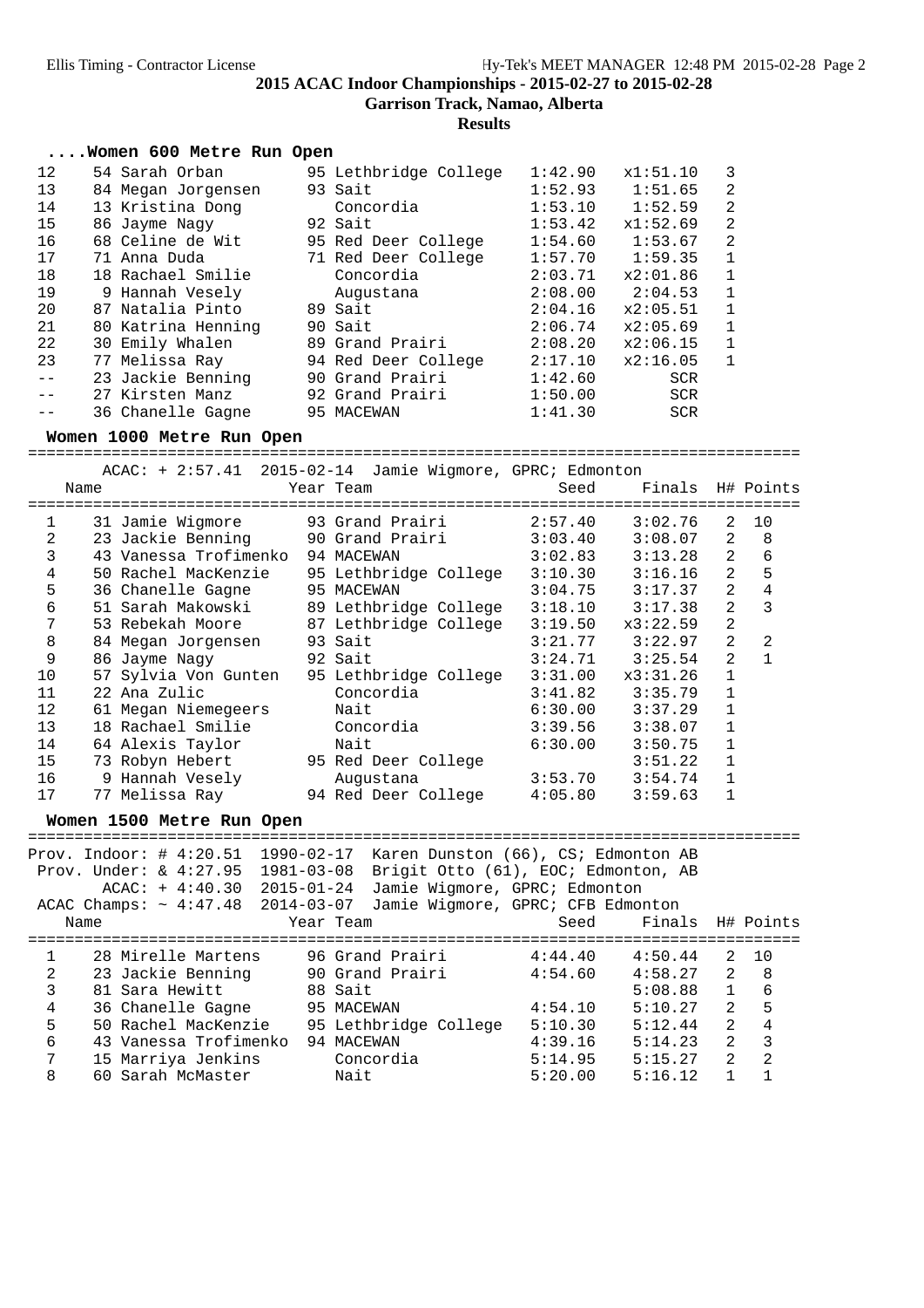## 2015 ACAC Indoor Championships - 2015-02-27 to 2015-02-28

**Garrison Track, Namao, Alberta**

**Results**

### ....Women 600 Metre Run Open

| Place | # | Name | Year | Team | Seed | Finals | H# | Points |
|---|---|---|---|---|---|---|---|---|
| 12 | 54 | Sarah Orban | 95 | Lethbridge College | 1:42.90 | x1:51.10 | 3 | |
| 13 | 84 | Megan Jorgensen | 93 | Sait | 1:52.93 | 1:51.65 | 2 | |
| 14 | 13 | Kristina Dong | | Concordia | 1:53.10 | 1:52.59 | 2 | |
| 15 | 86 | Jayme Nagy | 92 | Sait | 1:53.42 | x1:52.69 | 2 | |
| 16 | 68 | Celine de Wit | 95 | Red Deer College | 1:54.60 | 1:53.67 | 2 | |
| 17 | 71 | Anna Duda | 71 | Red Deer College | 1:57.70 | 1:59.35 | 1 | |
| 18 | 18 | Rachael Smilie | | Concordia | 2:03.71 | x2:01.86 | 1 | |
| 19 | 9 | Hannah Vesely | | Augustana | 2:08.00 | 2:04.53 | 1 | |
| 20 | 87 | Natalia Pinto | 89 | Sait | 2:04.16 | x2:05.51 | 1 | |
| 21 | 80 | Katrina Henning | 90 | Sait | 2:06.74 | x2:05.69 | 1 | |
| 22 | 30 | Emily Whalen | 89 | Grand Prairi | 2:08.20 | x2:06.15 | 1 | |
| 23 | 77 | Melissa Ray | 94 | Red Deer College | 2:17.10 | x2:16.05 | 1 | |
| -- | 23 | Jackie Benning | 90 | Grand Prairi | 1:42.60 | SCR | | |
| -- | 27 | Kirsten Manz | 92 | Grand Prairi | 1:50.00 | SCR | | |
| -- | 36 | Chanelle Gagne | 95 | MACEWAN | 1:41.30 | SCR | | |

### Women 1000 Metre Run Open

ACAC: + 2:57.41  2015-02-14  Jamie Wigmore, GPRC; Edmonton

| Place | # | Name | Year | Team | Seed | Finals | H# | Points |
|---|---|---|---|---|---|---|---|---|
| 1 | 31 | Jamie Wigmore | 93 | Grand Prairi | 2:57.40 | 3:02.76 | 2 | 10 |
| 2 | 23 | Jackie Benning | 90 | Grand Prairi | 3:03.40 | 3:08.07 | 2 | 8 |
| 3 | 43 | Vanessa Trofimenko | 94 | MACEWAN | 3:02.83 | 3:13.28 | 2 | 6 |
| 4 | 50 | Rachel MacKenzie | 95 | Lethbridge College | 3:10.30 | 3:16.16 | 2 | 5 |
| 5 | 36 | Chanelle Gagne | 95 | MACEWAN | 3:04.75 | 3:17.37 | 2 | 4 |
| 6 | 51 | Sarah Makowski | 89 | Lethbridge College | 3:18.10 | 3:17.38 | 2 | 3 |
| 7 | 53 | Rebekah Moore | 87 | Lethbridge College | 3:19.50 | x3:22.59 | 2 | |
| 8 | 84 | Megan Jorgensen | 93 | Sait | 3:21.77 | 3:22.97 | 2 | 2 |
| 9 | 86 | Jayme Nagy | 92 | Sait | 3:24.71 | 3:25.54 | 2 | 1 |
| 10 | 57 | Sylvia Von Gunten | 95 | Lethbridge College | 3:31.00 | x3:31.26 | 1 | |
| 11 | 22 | Ana Zulic | | Concordia | 3:41.82 | 3:35.79 | 1 | |
| 12 | 61 | Megan Niemegeers | | Nait | 6:30.00 | 3:37.29 | 1 | |
| 13 | 18 | Rachael Smilie | | Concordia | 3:39.56 | 3:38.07 | 1 | |
| 14 | 64 | Alexis Taylor | | Nait | 6:30.00 | 3:50.75 | 1 | |
| 15 | 73 | Robyn Hebert | 95 | Red Deer College | | 3:51.22 | 1 | |
| 16 | 9 | Hannah Vesely | | Augustana | 3:53.70 | 3:54.74 | 1 | |
| 17 | 77 | Melissa Ray | 94 | Red Deer College | 4:05.80 | 3:59.63 | 1 | |

### Women 1500 Metre Run Open

Prov. Indoor: # 4:20.51  1990-02-17  Karen Dunston (66), CS; Edmonton AB
Prov. Under: & 4:27.95  1981-03-08  Brigit Otto (61), EOC; Edmonton, AB
ACAC: + 4:40.30  2015-01-24  Jamie Wigmore, GPRC; Edmonton
ACAC Champs: ~ 4:47.48  2014-03-07  Jamie Wigmore, GPRC; CFB Edmonton

| Place | # | Name | Year | Team | Seed | Finals | H# | Points |
|---|---|---|---|---|---|---|---|---|
| 1 | 28 | Mirelle Martens | 96 | Grand Prairi | 4:44.40 | 4:50.44 | 2 | 10 |
| 2 | 23 | Jackie Benning | 90 | Grand Prairi | 4:54.60 | 4:58.27 | 2 | 8 |
| 3 | 81 | Sara Hewitt | 88 | Sait | | 5:08.88 | 1 | 6 |
| 4 | 36 | Chanelle Gagne | 95 | MACEWAN | 4:54.10 | 5:10.27 | 2 | 5 |
| 5 | 50 | Rachel MacKenzie | 95 | Lethbridge College | 5:10.30 | 5:12.44 | 2 | 4 |
| 6 | 43 | Vanessa Trofimenko | 94 | MACEWAN | 4:39.16 | 5:14.23 | 2 | 3 |
| 7 | 15 | Marriya Jenkins | | Concordia | 5:14.95 | 5:15.27 | 2 | 2 |
| 8 | 60 | Sarah McMaster | | Nait | 5:20.00 | 5:16.12 | 1 | 1 |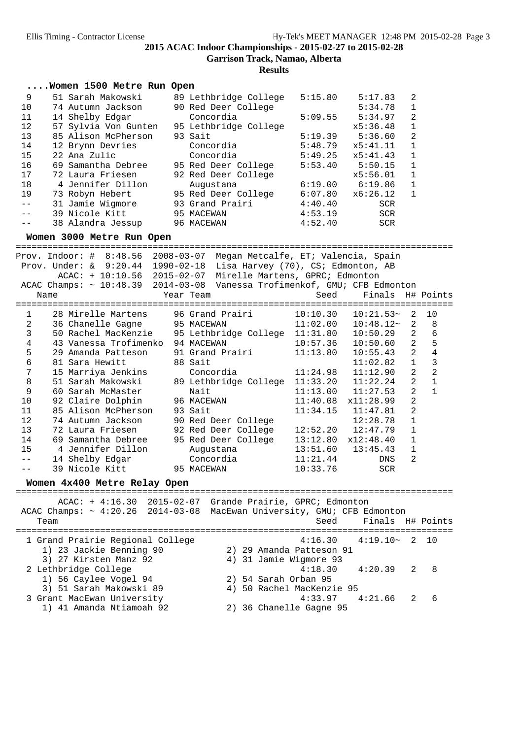2015 ACAC Indoor Championships - 2015-02-27 to 2015-02-28

Garrison Track, Namao, Alberta

Results

### ....Women 1500 Metre Run Open

| Place | Name | Year | Team | Seed | Finals | H# | Points |
|---|---|---|---|---|---|---|---|
| 9 | 51 Sarah Makowski | 89 | Lethbridge College | 5:15.80 | 5:17.83 | 2 | |
| 10 | 74 Autumn Jackson | 90 | Red Deer College | | 5:34.78 | 1 | |
| 11 | 14 Shelby Edgar | | Concordia | 5:09.55 | 5:34.97 | 2 | |
| 12 | 57 Sylvia Von Gunten | 95 | Lethbridge College | | x5:36.48 | 1 | |
| 13 | 85 Alison McPherson | 93 | Sait | 5:19.39 | 5:36.60 | 2 | |
| 14 | 12 Brynn Devries | | Concordia | 5:48.79 | x5:41.11 | 1 | |
| 15 | 22 Ana Zulic | | Concordia | 5:49.25 | x5:41.43 | 1 | |
| 16 | 69 Samantha Debree | 95 | Red Deer College | 5:53.40 | 5:50.15 | 1 | |
| 17 | 72 Laura Friesen | 92 | Red Deer College | | x5:56.01 | 1 | |
| 18 | 4 Jennifer Dillon | | Augustana | 6:19.00 | 6:19.86 | 1 | |
| 19 | 73 Robyn Hebert | 95 | Red Deer College | 6:07.80 | x6:26.12 | 1 | |
| -- | 31 Jamie Wigmore | 93 | Grand Prairi | 4:40.40 | SCR | | |
| -- | 39 Nicole Kitt | 95 | MACEWAN | 4:53.19 | SCR | | |
| -- | 38 Alandra Jessup | 96 | MACEWAN | 4:52.40 | SCR | | |

### Women 3000 Metre Run Open

Prov. Indoor: # 8:48.56 2008-03-07 Megan Metcalfe, ET; Valencia, Spain
Prov. Under: & 9:20.44 1990-02-18 Lisa Harvey (70), CS; Edmonton, AB
ACAC: + 10:10.56 2015-02-07 Mirelle Martens, GPRC; Edmonton
ACAC Champs: ~ 10:48.39 2014-03-08 Vanessa Trofimenkof, GMU; CFB Edmonton

| Place | Name | Year | Team | Seed | Finals | H# | Points |
|---|---|---|---|---|---|---|---|
| 1 | 28 Mirelle Martens | 96 | Grand Prairi | 10:10.30 | 10:21.53~ | 2 | 10 |
| 2 | 36 Chanelle Gagne | 95 | MACEWAN | 11:02.00 | 10:48.12~ | 2 | 8 |
| 3 | 50 Rachel MacKenzie | 95 | Lethbridge College | 11:31.80 | 10:50.29 | 2 | 6 |
| 4 | 43 Vanessa Trofimenko | 94 | MACEWAN | 10:57.36 | 10:50.60 | 2 | 5 |
| 5 | 29 Amanda Patteson | 91 | Grand Prairi | 11:13.80 | 10:55.43 | 2 | 4 |
| 6 | 81 Sara Hewitt | 88 | Sait | | 11:02.82 | 1 | 3 |
| 7 | 15 Marriya Jenkins | | Concordia | 11:24.98 | 11:12.90 | 2 | 2 |
| 8 | 51 Sarah Makowski | 89 | Lethbridge College | 11:33.20 | 11:22.24 | 2 | 1 |
| 9 | 60 Sarah McMaster | | Nait | 11:13.00 | 11:27.53 | 2 | 1 |
| 10 | 92 Claire Dolphin | 96 | MACEWAN | 11:40.08 | x11:28.99 | 2 | |
| 11 | 85 Alison McPherson | 93 | Sait | 11:34.15 | 11:47.81 | 2 | |
| 12 | 74 Autumn Jackson | 90 | Red Deer College | | 12:28.78 | 1 | |
| 13 | 72 Laura Friesen | 92 | Red Deer College | 12:52.20 | 12:47.79 | 1 | |
| 14 | 69 Samantha Debree | 95 | Red Deer College | 13:12.80 | x12:48.40 | 1 | |
| 15 | 4 Jennifer Dillon | | Augustana | 13:51.60 | 13:45.43 | 1 | |
| -- | 14 Shelby Edgar | | Concordia | 11:21.44 | DNS | 2 | |
| -- | 39 Nicole Kitt | 95 | MACEWAN | 10:33.76 | SCR | | |

### Women 4x400 Metre Relay Open

ACAC: + 4:16.30 2015-02-07 Grande Prairie, GPRC; Edmonton
ACAC Champs: ~ 4:20.26 2014-03-08 MacEwan University, GMU; CFB Edmonton

| Place | Team | Seed | Finals | H# | Points |
|---|---|---|---|---|---|
| 1 | Grand Prairie Regional College | 4:16.30 | 4:19.10~ | 2 | 10 |
| | 1) 23 Jackie Benning 90; 2) 29 Amanda Patteson 91; 3) 27 Kirsten Manz 92; 4) 31 Jamie Wigmore 93 | | | | |
| 2 | Lethbridge College | 4:18.30 | 4:20.39 | 2 | 8 |
| | 1) 56 Caylee Vogel 94; 2) 54 Sarah Orban 95; 3) 51 Sarah Makowski 89; 4) 50 Rachel MacKenzie 95 | | | | |
| 3 | Grant MacEwan University | 4:33.97 | 4:21.66 | 2 | 6 |
| | 1) 41 Amanda Ntiamoah 92; 2) 36 Chanelle Gagne 95 | | | | |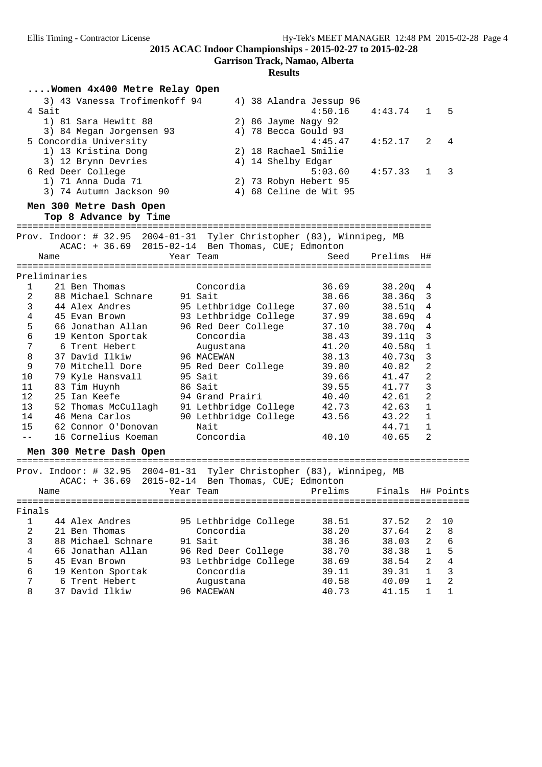Ellis Timing - Contractor License

## 2015 ACAC Indoor Championships - 2015-02-27 to 2015-02-28

**Garrison Track, Namao, Alberta**

**Results**

### ....Women 4x400 Metre Relay Open

| Place | Team | Seed | Finals | H# | Points |
|---|---|---|---|---|---|
| | 3) 43 Vanessa Trofimenkoff 94 / 4) 38 Alandra Jessup 96 | | | | |
| 4 | Sait | 4:50.16 | 4:43.74 | 1 | 5 |
| | 1) 81 Sara Hewitt 88 / 2) 86 Jayme Nagy 92 / 3) 84 Megan Jorgensen 93 / 4) 78 Becca Gould 93 | | | | |
| 5 | Concordia University | 4:45.47 | 4:52.17 | 2 | 4 |
| | 1) 13 Kristina Dong / 2) 18 Rachael Smilie / 3) 12 Brynn Devries / 4) 14 Shelby Edgar | | | | |
| 6 | Red Deer College | 5:03.60 | 4:57.33 | 1 | 3 |
| | 1) 71 Anna Duda 71 / 2) 73 Robyn Hebert 95 / 3) 74 Autumn Jackson 90 / 4) 68 Celine de Wit 95 | | | | |

### Men 300 Metre Dash Open

**Top 8 Advance by Time**

Prov. Indoor: # 32.95 2004-01-31 Tyler Christopher (83), Winnipeg, MB
ACAC: + 36.69 2015-02-14 Ben Thomas, CUE; Edmonton

Preliminaries

| Place | Name | Year | Team | Seed | Prelims | H# |
|---|---|---|---|---|---|---|
| 1 | 21 Ben Thomas | | Concordia | 36.69 | 38.20q | 4 |
| 2 | 88 Michael Schnare | 91 | Sait | 38.66 | 38.36q | 3 |
| 3 | 44 Alex Andres | 95 | Lethbridge College | 37.00 | 38.51q | 4 |
| 4 | 45 Evan Brown | 93 | Lethbridge College | 37.99 | 38.69q | 4 |
| 5 | 66 Jonathan Allan | 96 | Red Deer College | 37.10 | 38.70q | 4 |
| 6 | 19 Kenton Sportak | | Concordia | 38.43 | 39.11q | 3 |
| 7 | 6 Trent Hebert | | Augustana | 41.20 | 40.58q | 1 |
| 8 | 37 David Ilkiw | 96 | MACEWAN | 38.13 | 40.73q | 3 |
| 9 | 70 Mitchell Dore | 95 | Red Deer College | 39.80 | 40.82 | 2 |
| 10 | 79 Kyle Hansvall | 95 | Sait | 39.66 | 41.47 | 2 |
| 11 | 83 Tim Huynh | 86 | Sait | 39.55 | 41.77 | 3 |
| 12 | 25 Ian Keefe | 94 | Grand Prairi | 40.40 | 42.61 | 2 |
| 13 | 52 Thomas McCullagh | 91 | Lethbridge College | 42.73 | 42.63 | 1 |
| 14 | 46 Mena Carlos | 90 | Lethbridge College | 43.56 | 43.22 | 1 |
| 15 | 62 Connor O'Donovan | | Nait | | 44.71 | 1 |
| -- | 16 Cornelius Koeman | | Concordia | 40.10 | 40.65 | 2 |

### Men 300 Metre Dash Open

Prov. Indoor: # 32.95 2004-01-31 Tyler Christopher (83), Winnipeg, MB
ACAC: + 36.69 2015-02-14 Ben Thomas, CUE; Edmonton

Finals

| Place | Name | Year | Team | Prelims | Finals | H# | Points |
|---|---|---|---|---|---|---|---|
| 1 | 44 Alex Andres | 95 | Lethbridge College | 38.51 | 37.52 | 2 | 10 |
| 2 | 21 Ben Thomas | | Concordia | 38.20 | 37.64 | 2 | 8 |
| 3 | 88 Michael Schnare | 91 | Sait | 38.36 | 38.03 | 2 | 6 |
| 4 | 66 Jonathan Allan | 96 | Red Deer College | 38.70 | 38.38 | 1 | 5 |
| 5 | 45 Evan Brown | 93 | Lethbridge College | 38.69 | 38.54 | 2 | 4 |
| 6 | 19 Kenton Sportak | | Concordia | 39.11 | 39.31 | 1 | 3 |
| 7 | 6 Trent Hebert | | Augustana | 40.58 | 40.09 | 1 | 2 |
| 8 | 37 David Ilkiw | 96 | MACEWAN | 40.73 | 41.15 | 1 | 1 |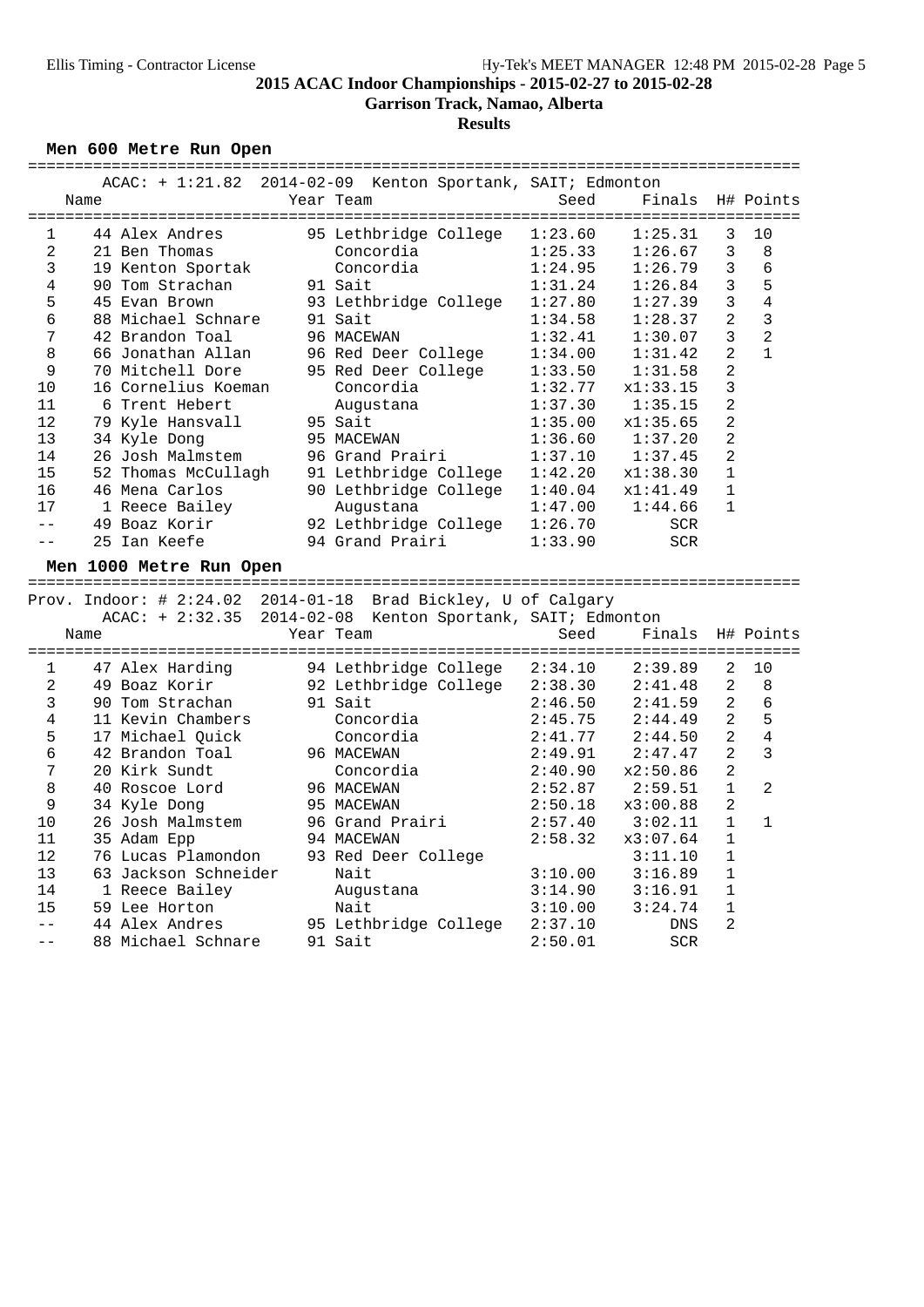## 2015 ACAC Indoor Championships - 2015-02-27 to 2015-02-28

### Garrison Track, Namao, Alberta

### Results

**Men 600 Metre Run Open**

ACAC: + 1:21.82 2014-02-09 Kenton Sportank, SAIT; Edmonton

| | Name | Year | Team | Seed | Finals | H# | Points |
|---|---|---|---|---|---|---|---|
| 1 | 44 Alex Andres | 95 | Lethbridge College | 1:23.60 | 1:25.31 | 3 | 10 |
| 2 | 21 Ben Thomas | | Concordia | 1:25.33 | 1:26.67 | 3 | 8 |
| 3 | 19 Kenton Sportak | | Concordia | 1:24.95 | 1:26.79 | 3 | 6 |
| 4 | 90 Tom Strachan | 91 | Sait | 1:31.24 | 1:26.84 | 3 | 5 |
| 5 | 45 Evan Brown | 93 | Lethbridge College | 1:27.80 | 1:27.39 | 3 | 4 |
| 6 | 88 Michael Schnare | 91 | Sait | 1:34.58 | 1:28.37 | 2 | 3 |
| 7 | 42 Brandon Toal | 96 | MACEWAN | 1:32.41 | 1:30.07 | 3 | 2 |
| 8 | 66 Jonathan Allan | 96 | Red Deer College | 1:34.00 | 1:31.42 | 2 | 1 |
| 9 | 70 Mitchell Dore | 95 | Red Deer College | 1:33.50 | 1:31.58 | 2 | |
| 10 | 16 Cornelius Koeman | | Concordia | 1:32.77 | x1:33.15 | 3 | |
| 11 | 6 Trent Hebert | | Augustana | 1:37.30 | 1:35.15 | 2 | |
| 12 | 79 Kyle Hansvall | 95 | Sait | 1:35.00 | x1:35.65 | 2 | |
| 13 | 34 Kyle Dong | 95 | MACEWAN | 1:36.60 | 1:37.20 | 2 | |
| 14 | 26 Josh Malmstem | 96 | Grand Prairi | 1:37.10 | 1:37.45 | 2 | |
| 15 | 52 Thomas McCullagh | 91 | Lethbridge College | 1:42.20 | x1:38.30 | 1 | |
| 16 | 46 Mena Carlos | 90 | Lethbridge College | 1:40.04 | x1:41.49 | 1 | |
| 17 | 1 Reece Bailey | | Augustana | 1:47.00 | 1:44.66 | 1 | |
| -- | 49 Boaz Korir | 92 | Lethbridge College | 1:26.70 | SCR | | |
| -- | 25 Ian Keefe | 94 | Grand Prairi | 1:33.90 | SCR | | |

**Men 1000 Metre Run Open**

Prov. Indoor: # 2:24.02 2014-01-18 Brad Bickley, U of Calgary
ACAC: + 2:32.35 2014-02-08 Kenton Sportank, SAIT; Edmonton

| | Name | Year | Team | Seed | Finals | H# | Points |
|---|---|---|---|---|---|---|---|
| 1 | 47 Alex Harding | 94 | Lethbridge College | 2:34.10 | 2:39.89 | 2 | 10 |
| 2 | 49 Boaz Korir | 92 | Lethbridge College | 2:38.30 | 2:41.48 | 2 | 8 |
| 3 | 90 Tom Strachan | 91 | Sait | 2:46.50 | 2:41.59 | 2 | 6 |
| 4 | 11 Kevin Chambers | | Concordia | 2:45.75 | 2:44.49 | 2 | 5 |
| 5 | 17 Michael Quick | | Concordia | 2:41.77 | 2:44.50 | 2 | 4 |
| 6 | 42 Brandon Toal | 96 | MACEWAN | 2:49.91 | 2:47.47 | 2 | 3 |
| 7 | 20 Kirk Sundt | | Concordia | 2:40.90 | x2:50.86 | 2 | |
| 8 | 40 Roscoe Lord | 96 | MACEWAN | 2:52.87 | 2:59.51 | 1 | 2 |
| 9 | 34 Kyle Dong | 95 | MACEWAN | 2:50.18 | x3:00.88 | 2 | |
| 10 | 26 Josh Malmstem | 96 | Grand Prairi | 2:57.40 | 3:02.11 | 1 | 1 |
| 11 | 35 Adam Epp | 94 | MACEWAN | 2:58.32 | x3:07.64 | 1 | |
| 12 | 76 Lucas Plamondon | 93 | Red Deer College | | 3:11.10 | 1 | |
| 13 | 63 Jackson Schneider | | Nait | 3:10.00 | 3:16.89 | 1 | |
| 14 | 1 Reece Bailey | | Augustana | 3:14.90 | 3:16.91 | 1 | |
| 15 | 59 Lee Horton | | Nait | 3:10.00 | 3:24.74 | 1 | |
| -- | 44 Alex Andres | 95 | Lethbridge College | 2:37.10 | DNS | 2 | |
| -- | 88 Michael Schnare | 91 | Sait | 2:50.01 | SCR | | |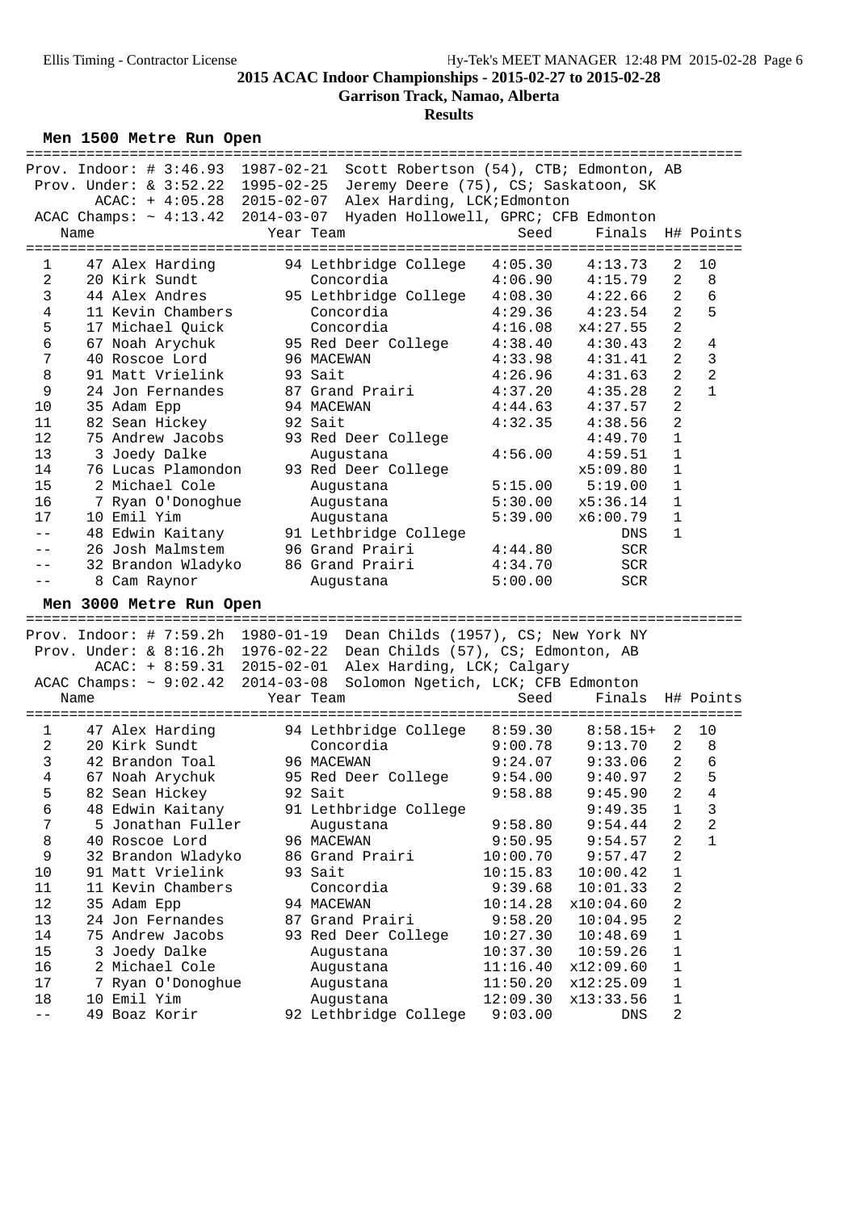2015 ACAC Indoor Championships - 2015-02-27 to 2015-02-28

Garrison Track, Namao, Alberta

Results

### Men 1500 Metre Run Open

Prov. Indoor: # 3:46.93  1987-02-21  Scott Robertson (54), CTB; Edmonton, AB
Prov. Under: & 3:52.22  1995-02-25  Jeremy Deere (75), CS; Saskatoon, SK
ACAC: + 4:05.28  2015-02-07  Alex Harding, LCK;Edmonton
ACAC Champs: ~ 4:13.42  2014-03-07  Hyaden Hollowell, GPRC; CFB Edmonton

| | Name | Year | Team | Seed | Finals | H# | Points |
|---|---|---|---|---|---|---|---|
| 1 | 47 Alex Harding | 94 | Lethbridge College | 4:05.30 | 4:13.73 | 2 | 10 |
| 2 | 20 Kirk Sundt | | Concordia | 4:06.90 | 4:15.79 | 2 | 8 |
| 3 | 44 Alex Andres | 95 | Lethbridge College | 4:08.30 | 4:22.66 | 2 | 6 |
| 4 | 11 Kevin Chambers | | Concordia | 4:29.36 | 4:23.54 | 2 | 5 |
| 5 | 17 Michael Quick | | Concordia | 4:16.08 | x4:27.55 | 2 | |
| 6 | 67 Noah Arychuk | 95 | Red Deer College | 4:38.40 | 4:30.43 | 2 | 4 |
| 7 | 40 Roscoe Lord | 96 | MACEWAN | 4:33.98 | 4:31.41 | 2 | 3 |
| 8 | 91 Matt Vrielink | 93 | Sait | 4:26.96 | 4:31.63 | 2 | 2 |
| 9 | 24 Jon Fernandes | 87 | Grand Prairi | 4:37.20 | 4:35.28 | 2 | 1 |
| 10 | 35 Adam Epp | 94 | MACEWAN | 4:44.63 | 4:37.57 | 2 | |
| 11 | 82 Sean Hickey | 92 | Sait | 4:32.35 | 4:38.56 | 2 | |
| 12 | 75 Andrew Jacobs | 93 | Red Deer College | | 4:49.70 | 1 | |
| 13 | 3 Joedy Dalke | | Augustana | 4:56.00 | 4:59.51 | 1 | |
| 14 | 76 Lucas Plamondon | 93 | Red Deer College | | x5:09.80 | 1 | |
| 15 | 2 Michael Cole | | Augustana | 5:15.00 | 5:19.00 | 1 | |
| 16 | 7 Ryan O'Donoghue | | Augustana | 5:30.00 | x5:36.14 | 1 | |
| 17 | 10 Emil Yim | | Augustana | 5:39.00 | x6:00.79 | 1 | |
| -- | 48 Edwin Kaitany | 91 | Lethbridge College | | DNS | 1 | |
| -- | 26 Josh Malmstem | 96 | Grand Prairi | 4:44.80 | SCR | | |
| -- | 32 Brandon Wladyko | 86 | Grand Prairi | 4:34.70 | SCR | | |
| -- | 8 Cam Raynor | | Augustana | 5:00.00 | SCR | | |

### Men 3000 Metre Run Open

Prov. Indoor: # 7:59.2h  1980-01-19  Dean Childs (1957), CS; New York NY
Prov. Under: & 8:16.2h  1976-02-22  Dean Childs (57), CS; Edmonton, AB
ACAC: + 8:59.31  2015-02-01  Alex Harding, LCK; Calgary
ACAC Champs: ~ 9:02.42  2014-03-08  Solomon Ngetich, LCK; CFB Edmonton

| | Name | Year | Team | Seed | Finals | H# | Points |
|---|---|---|---|---|---|---|---|
| 1 | 47 Alex Harding | 94 | Lethbridge College | 8:59.30 | 8:58.15+ | 2 | 10 |
| 2 | 20 Kirk Sundt | | Concordia | 9:00.78 | 9:13.70 | 2 | 8 |
| 3 | 42 Brandon Toal | 96 | MACEWAN | 9:24.07 | 9:33.06 | 2 | 6 |
| 4 | 67 Noah Arychuk | 95 | Red Deer College | 9:54.00 | 9:40.97 | 2 | 5 |
| 5 | 82 Sean Hickey | 92 | Sait | 9:58.88 | 9:45.90 | 2 | 4 |
| 6 | 48 Edwin Kaitany | 91 | Lethbridge College | | 9:49.35 | 1 | 3 |
| 7 | 5 Jonathan Fuller | | Augustana | 9:58.80 | 9:54.44 | 2 | 2 |
| 8 | 40 Roscoe Lord | 96 | MACEWAN | 9:50.95 | 9:54.57 | 2 | 1 |
| 9 | 32 Brandon Wladyko | 86 | Grand Prairi | 10:00.70 | 9:57.47 | 2 | |
| 10 | 91 Matt Vrielink | 93 | Sait | 10:15.83 | 10:00.42 | 1 | |
| 11 | 11 Kevin Chambers | | Concordia | 9:39.68 | 10:01.33 | 2 | |
| 12 | 35 Adam Epp | 94 | MACEWAN | 10:14.28 | x10:04.60 | 2 | |
| 13 | 24 Jon Fernandes | 87 | Grand Prairi | 9:58.20 | 10:04.95 | 2 | |
| 14 | 75 Andrew Jacobs | 93 | Red Deer College | 10:27.30 | 10:48.69 | 1 | |
| 15 | 3 Joedy Dalke | | Augustana | 10:37.30 | 10:59.26 | 1 | |
| 16 | 2 Michael Cole | | Augustana | 11:16.40 | x12:09.60 | 1 | |
| 17 | 7 Ryan O'Donoghue | | Augustana | 11:50.20 | x12:25.09 | 1 | |
| 18 | 10 Emil Yim | | Augustana | 12:09.30 | x13:33.56 | 1 | |
| -- | 49 Boaz Korir | 92 | Lethbridge College | 9:03.00 | DNS | 2 | |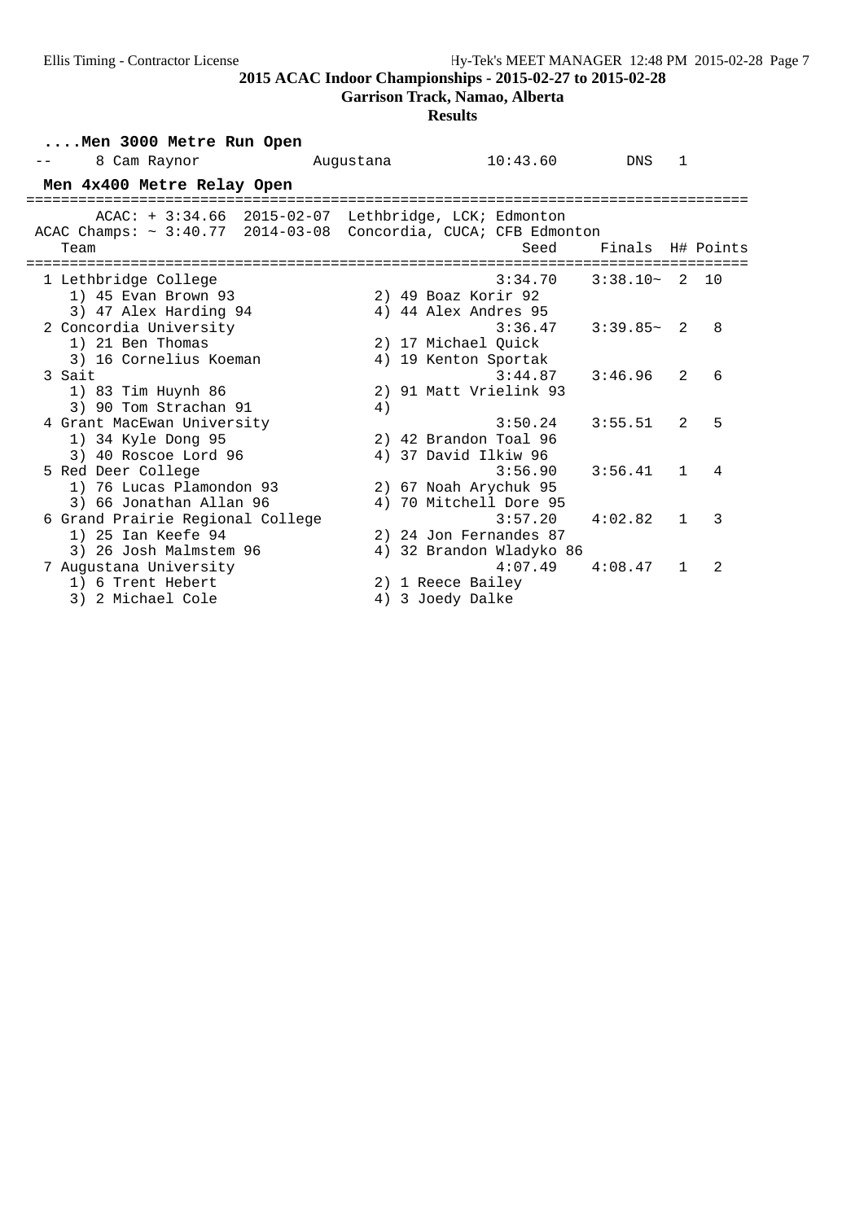## 2015 ACAC Indoor Championships - 2015-02-27 to 2015-02-28

**Garrison Track, Namao, Alberta**

**Results**

### ....Men 3000 Metre Run Open

| | | | | | |
|---|---|---|---|---|---|
| -- | 8 Cam Raynor | Augustana | 10:43.60 | DNS | 1 |

### Men 4x400 Metre Relay Open

ACAC: + 3:34.66 2015-02-07 Lethbridge, LCK; Edmonton
ACAC Champs: ~ 3:40.77 2014-03-08 Concordia, CUCA; CFB Edmonton

| Team | | Seed | Finals | H# | Points |
|---|---|---|---|---|---|
| 1 Lethbridge College | | 3:34.70 | 3:38.10~ | 2 | 10 |
| 1) 45 Evan Brown 93 | 2) 49 Boaz Korir 92 | | | | |
| 3) 47 Alex Harding 94 | 4) 44 Alex Andres 95 | | | | |
| 2 Concordia University | | 3:36.47 | 3:39.85~ | 2 | 8 |
| 1) 21 Ben Thomas | 2) 17 Michael Quick | | | | |
| 3) 16 Cornelius Koeman | 4) 19 Kenton Sportak | | | | |
| 3 Sait | | 3:44.87 | 3:46.96 | 2 | 6 |
| 1) 83 Tim Huynh 86 | 2) 91 Matt Vrielink 93 | | | | |
| 3) 90 Tom Strachan 91 | 4) | | | | |
| 4 Grant MacEwan University | | 3:50.24 | 3:55.51 | 2 | 5 |
| 1) 34 Kyle Dong 95 | 2) 42 Brandon Toal 96 | | | | |
| 3) 40 Roscoe Lord 96 | 4) 37 David Ilkiw 96 | | | | |
| 5 Red Deer College | | 3:56.90 | 3:56.41 | 1 | 4 |
| 1) 76 Lucas Plamondon 93 | 2) 67 Noah Arychuk 95 | | | | |
| 3) 66 Jonathan Allan 96 | 4) 70 Mitchell Dore 95 | | | | |
| 6 Grand Prairie Regional College | | 3:57.20 | 4:02.82 | 1 | 3 |
| 1) 25 Ian Keefe 94 | 2) 24 Jon Fernandes 87 | | | | |
| 3) 26 Josh Malmstem 96 | 4) 32 Brandon Wladyko 86 | | | | |
| 7 Augustana University | | 4:07.49 | 4:08.47 | 1 | 2 |
| 1) 6 Trent Hebert | 2) 1 Reece Bailey | | | | |
| 3) 2 Michael Cole | 4) 3 Joedy Dalke | | | | |